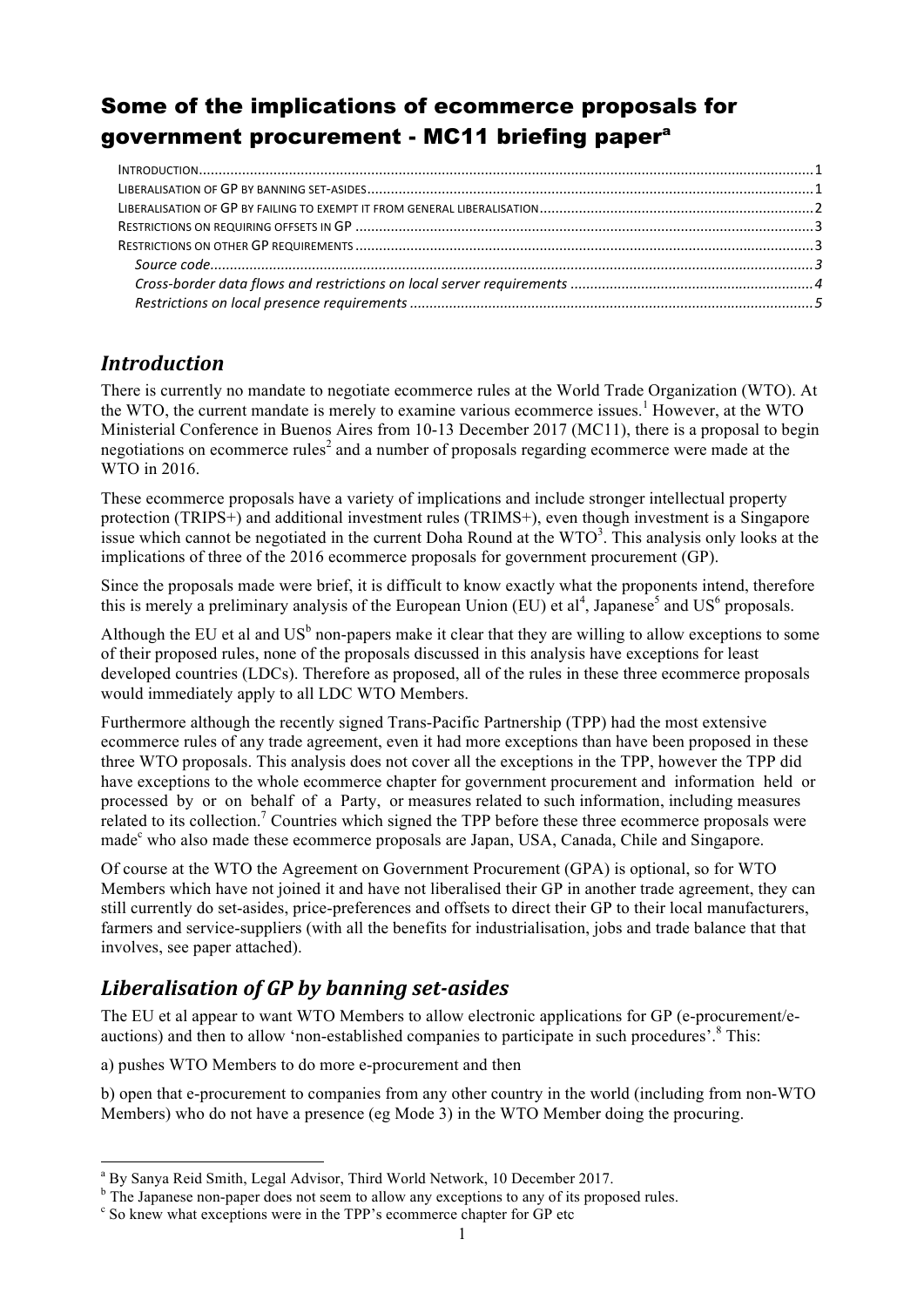# Some of the implications of ecommerce proposals for government procurement - MC11 briefing paper[a]

- INTRODUCTION .......... 1
- LIBERALISATION OF GP BY BANNING SET-ASIDES .......... 1
- LIBERALISATION OF GP BY FAILING TO EXEMPT IT FROM GENERAL LIBERALISATION .......... 2
- RESTRICTIONS ON REQUIRING OFFSETS IN GP .......... 3
- RESTRICTIONS ON OTHER GP REQUIREMENTS .......... 3
  - *Source code* .......... 3
  - *Cross-border data flows and restrictions on local server requirements* .......... 4
  - *Restrictions on local presence requirements* .......... 5

## *Introduction*

There is currently no mandate to negotiate ecommerce rules at the World Trade Organization (WTO). At the WTO, the current mandate is merely to examine various ecommerce issues.[1] However, at the WTO Ministerial Conference in Buenos Aires from 10-13 December 2017 (MC11), there is a proposal to begin negotiations on ecommerce rules[2] and a number of proposals regarding ecommerce were made at the WTO in 2016.

These ecommerce proposals have a variety of implications and include stronger intellectual property protection (TRIPS+) and additional investment rules (TRIMS+), even though investment is a Singapore issue which cannot be negotiated in the current Doha Round at the WTO[3]. This analysis only looks at the implications of three of the 2016 ecommerce proposals for government procurement (GP).

Since the proposals made were brief, it is difficult to know exactly what the proponents intend, therefore this is merely a preliminary analysis of the European Union (EU) et al[4], Japanese[5] and US[6] proposals.

Although the EU et al and US[b] non-papers make it clear that they are willing to allow exceptions to some of their proposed rules, none of the proposals discussed in this analysis have exceptions for least developed countries (LDCs). Therefore as proposed, all of the rules in these three ecommerce proposals would immediately apply to all LDC WTO Members.

Furthermore although the recently signed Trans-Pacific Partnership (TPP) had the most extensive ecommerce rules of any trade agreement, even it had more exceptions than have been proposed in these three WTO proposals. This analysis does not cover all the exceptions in the TPP, however the TPP did have exceptions to the whole ecommerce chapter for government procurement and information held or processed by or on behalf of a Party, or measures related to such information, including measures related to its collection.[7] Countries which signed the TPP before these three ecommerce proposals were made[c] who also made these ecommerce proposals are Japan, USA, Canada, Chile and Singapore.

Of course at the WTO the Agreement on Government Procurement (GPA) is optional, so for WTO Members which have not joined it and have not liberalised their GP in another trade agreement, they can still currently do set-asides, price-preferences and offsets to direct their GP to their local manufacturers, farmers and service-suppliers (with all the benefits for industrialisation, jobs and trade balance that that involves, see paper attached).

## *Liberalisation of GP by banning set-asides*

The EU et al appear to want WTO Members to allow electronic applications for GP (e-procurement/e-auctions) and then to allow 'non-established companies to participate in such procedures'.[8] This:

a) pushes WTO Members to do more e-procurement and then

b) open that e-procurement to companies from any other country in the world (including from non-WTO Members) who do not have a presence (eg Mode 3) in the WTO Member doing the procuring.

---

[a] By Sanya Reid Smith, Legal Advisor, Third World Network, 10 December 2017.

[b] The Japanese non-paper does not seem to allow any exceptions to any of its proposed rules.

[c] So knew what exceptions were in the TPP's ecommerce chapter for GP etc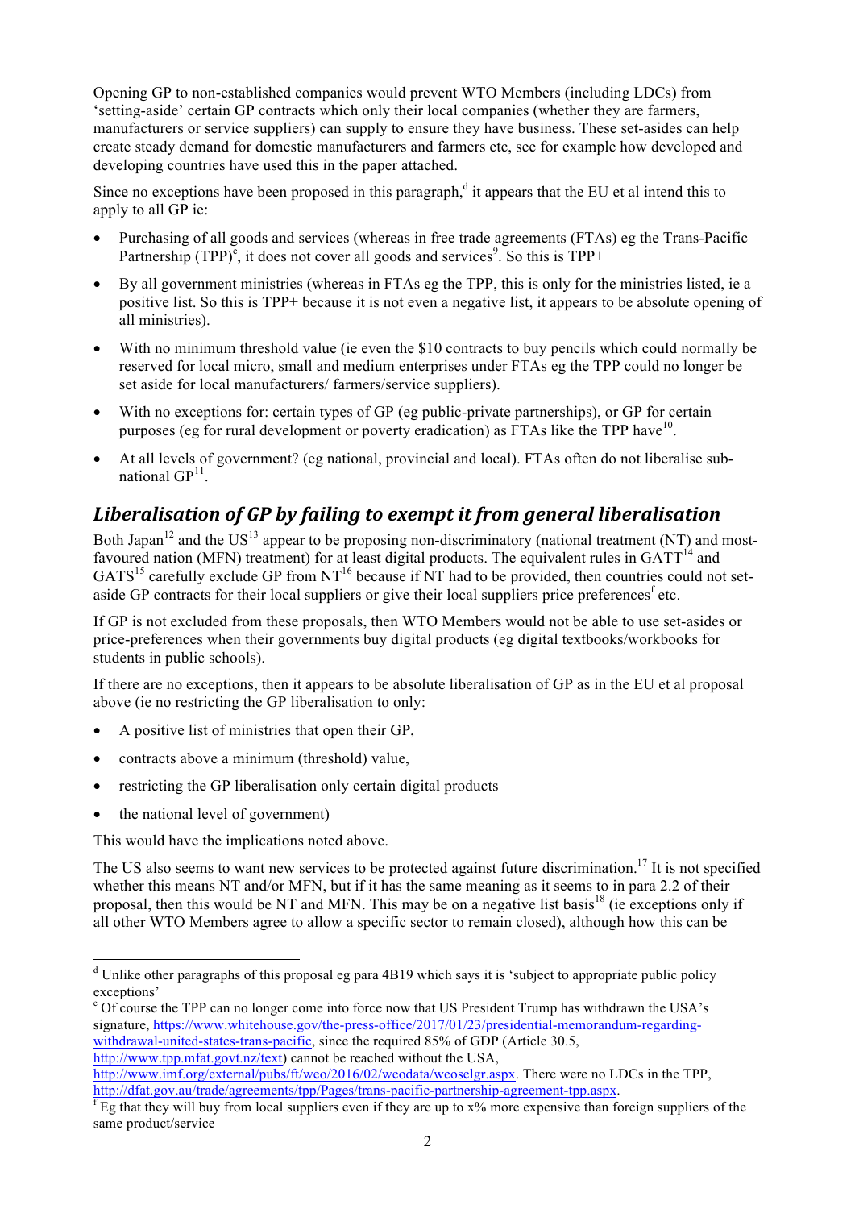Opening GP to non-established companies would prevent WTO Members (including LDCs) from 'setting-aside' certain GP contracts which only their local companies (whether they are farmers, manufacturers or service suppliers) can supply to ensure they have business. These set-asides can help create steady demand for domestic manufacturers and farmers etc, see for example how developed and developing countries have used this in the paper attached.

Since no exceptions have been proposed in this paragraph,[d] it appears that the EU et al intend this to apply to all GP ie:

- Purchasing of all goods and services (whereas in free trade agreements (FTAs) eg the Trans-Pacific Partnership (TPP)[e], it does not cover all goods and services[9]. So this is TPP+
- By all government ministries (whereas in FTAs eg the TPP, this is only for the ministries listed, ie a positive list. So this is TPP+ because it is not even a negative list, it appears to be absolute opening of all ministries).
- With no minimum threshold value (ie even the $10 contracts to buy pencils which could normally be reserved for local micro, small and medium enterprises under FTAs eg the TPP could no longer be set aside for local manufacturers/ farmers/service suppliers).
- With no exceptions for: certain types of GP (eg public-private partnerships), or GP for certain purposes (eg for rural development or poverty eradication) as FTAs like the TPP have[10].
- At all levels of government? (eg national, provincial and local). FTAs often do not liberalise sub-national GP[11].

## *Liberalisation of GP by failing to exempt it from general liberalisation*

Both Japan[12] and the US[13] appear to be proposing non-discriminatory (national treatment (NT) and most-favoured nation (MFN) treatment) for at least digital products. The equivalent rules in GATT[14] and GATS[15] carefully exclude GP from NT[16] because if NT had to be provided, then countries could not set-aside GP contracts for their local suppliers or give their local suppliers price preferences[f] etc.

If GP is not excluded from these proposals, then WTO Members would not be able to use set-asides or price-preferences when their governments buy digital products (eg digital textbooks/workbooks for students in public schools).

If there are no exceptions, then it appears to be absolute liberalisation of GP as in the EU et al proposal above (ie no restricting the GP liberalisation to only:

- A positive list of ministries that open their GP,
- contracts above a minimum (threshold) value,
- restricting the GP liberalisation only certain digital products
- the national level of government)

This would have the implications noted above.

The US also seems to want new services to be protected against future discrimination.[17] It is not specified whether this means NT and/or MFN, but if it has the same meaning as it seems to in para 2.2 of their proposal, then this would be NT and MFN. This may be on a negative list basis[18] (ie exceptions only if all other WTO Members agree to allow a specific sector to remain closed), although how this can be

---

[d] Unlike other paragraphs of this proposal eg para 4B19 which says it is 'subject to appropriate public policy exceptions'

[e] Of course the TPP can no longer come into force now that US President Trump has withdrawn the USA's signature, https://www.whitehouse.gov/the-press-office/2017/01/23/presidential-memorandum-regarding-withdrawal-united-states-trans-pacific, since the required 85% of GDP (Article 30.5, http://www.tpp.mfat.govt.nz/text) cannot be reached without the USA, http://www.imf.org/external/pubs/ft/weo/2016/02/weodata/weoselgr.aspx. There were no LDCs in the TPP, http://dfat.gov.au/trade/agreements/tpp/Pages/trans-pacific-partnership-agreement-tpp.aspx.

[f] Eg that they will buy from local suppliers even if they are up to x% more expensive than foreign suppliers of the same product/service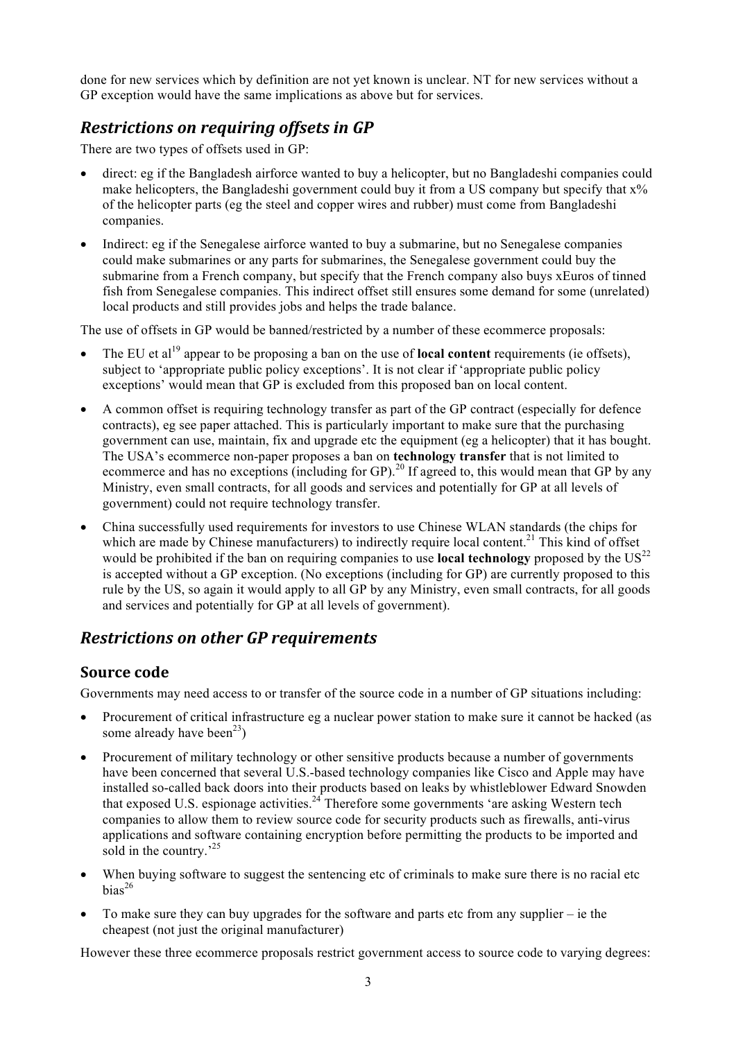done for new services which by definition are not yet known is unclear. NT for new services without a GP exception would have the same implications as above but for services.

## *Restrictions on requiring offsets in GP*

There are two types of offsets used in GP:

- direct: eg if the Bangladesh airforce wanted to buy a helicopter, but no Bangladeshi companies could make helicopters, the Bangladeshi government could buy it from a US company but specify that x% of the helicopter parts (eg the steel and copper wires and rubber) must come from Bangladeshi companies.
- Indirect: eg if the Senegalese airforce wanted to buy a submarine, but no Senegalese companies could make submarines or any parts for submarines, the Senegalese government could buy the submarine from a French company, but specify that the French company also buys xEuros of tinned fish from Senegalese companies. This indirect offset still ensures some demand for some (unrelated) local products and still provides jobs and helps the trade balance.

The use of offsets in GP would be banned/restricted by a number of these ecommerce proposals:

- The EU et al[19] appear to be proposing a ban on the use of **local content** requirements (ie offsets), subject to 'appropriate public policy exceptions'. It is not clear if 'appropriate public policy exceptions' would mean that GP is excluded from this proposed ban on local content.
- A common offset is requiring technology transfer as part of the GP contract (especially for defence contracts), eg see paper attached. This is particularly important to make sure that the purchasing government can use, maintain, fix and upgrade etc the equipment (eg a helicopter) that it has bought. The USA's ecommerce non-paper proposes a ban on **technology transfer** that is not limited to ecommerce and has no exceptions (including for GP).[20] If agreed to, this would mean that GP by any Ministry, even small contracts, for all goods and services and potentially for GP at all levels of government) could not require technology transfer.
- China successfully used requirements for investors to use Chinese WLAN standards (the chips for which are made by Chinese manufacturers) to indirectly require local content.[21] This kind of offset would be prohibited if the ban on requiring companies to use **local technology** proposed by the US[22] is accepted without a GP exception. (No exceptions (including for GP) are currently proposed to this rule by the US, so again it would apply to all GP by any Ministry, even small contracts, for all goods and services and potentially for GP at all levels of government).

## *Restrictions on other GP requirements*

### Source code

Governments may need access to or transfer of the source code in a number of GP situations including:

- Procurement of critical infrastructure eg a nuclear power station to make sure it cannot be hacked (as some already have been[23])
- Procurement of military technology or other sensitive products because a number of governments have been concerned that several U.S.-based technology companies like Cisco and Apple may have installed so-called back doors into their products based on leaks by whistleblower Edward Snowden that exposed U.S. espionage activities.[24] Therefore some governments 'are asking Western tech companies to allow them to review source code for security products such as firewalls, anti-virus applications and software containing encryption before permitting the products to be imported and sold in the country.'[25]
- When buying software to suggest the sentencing etc of criminals to make sure there is no racial etc bias[26]
- To make sure they can buy upgrades for the software and parts etc from any supplier – ie the cheapest (not just the original manufacturer)

However these three ecommerce proposals restrict government access to source code to varying degrees: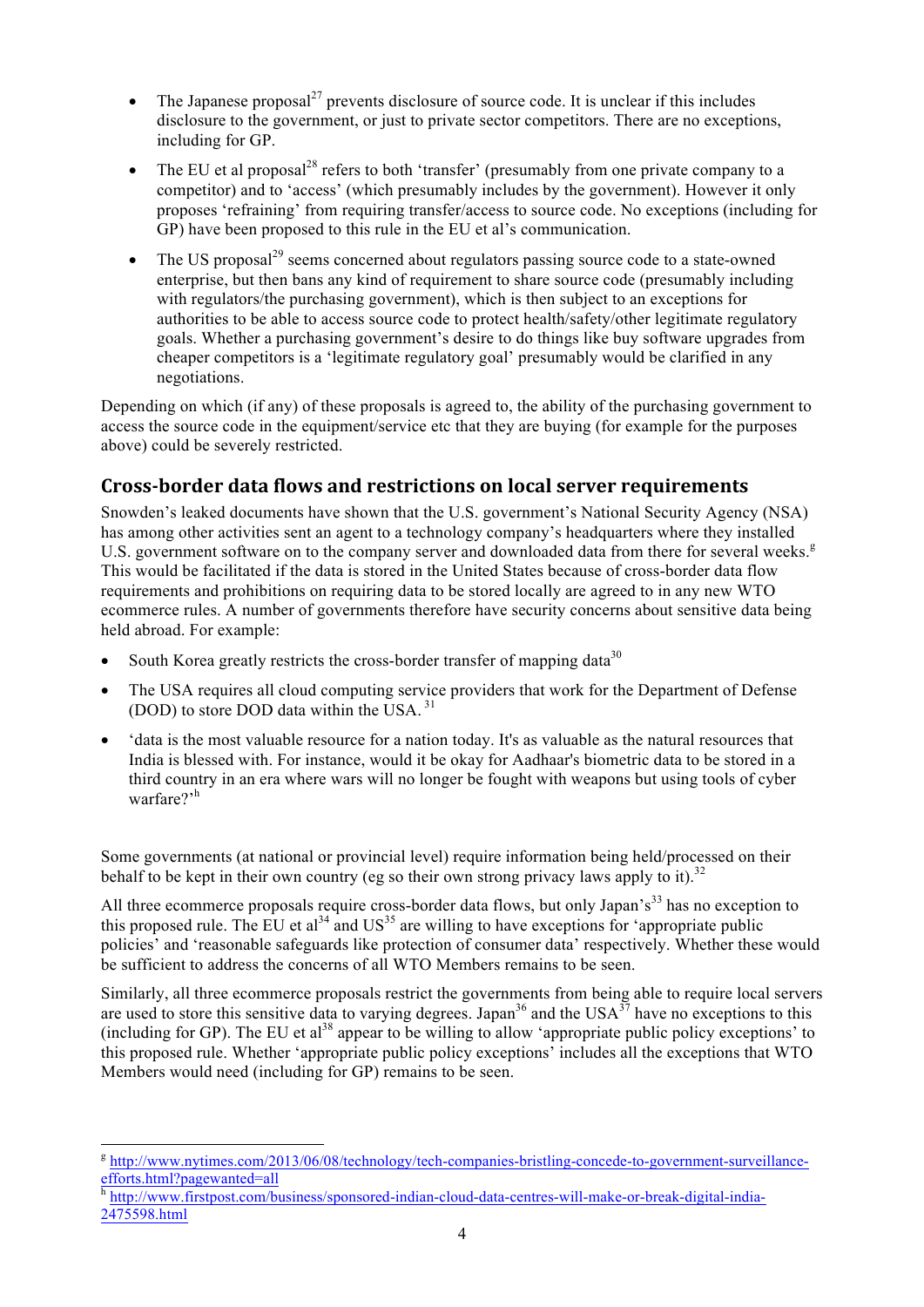- The Japanese proposal[27] prevents disclosure of source code. It is unclear if this includes disclosure to the government, or just to private sector competitors. There are no exceptions, including for GP.

- The EU et al proposal[28] refers to both 'transfer' (presumably from one private company to a competitor) and to 'access' (which presumably includes by the government). However it only proposes 'refraining' from requiring transfer/access to source code. No exceptions (including for GP) have been proposed to this rule in the EU et al's communication.

- The US proposal[29] seems concerned about regulators passing source code to a state-owned enterprise, but then bans any kind of requirement to share source code (presumably including with regulators/the purchasing government), which is then subject to an exceptions for authorities to be able to access source code to protect health/safety/other legitimate regulatory goals. Whether a purchasing government's desire to do things like buy software upgrades from cheaper competitors is a 'legitimate regulatory goal' presumably would be clarified in any negotiations.

Depending on which (if any) of these proposals is agreed to, the ability of the purchasing government to access the source code in the equipment/service etc that they are buying (for example for the purposes above) could be severely restricted.

## Cross-border data flows and restrictions on local server requirements

Snowden's leaked documents have shown that the U.S. government's National Security Agency (NSA) has among other activities sent an agent to a technology company's headquarters where they installed U.S. government software on to the company server and downloaded data from there for several weeks.[g] This would be facilitated if the data is stored in the United States because of cross-border data flow requirements and prohibitions on requiring data to be stored locally are agreed to in any new WTO ecommerce rules. A number of governments therefore have security concerns about sensitive data being held abroad. For example:

- South Korea greatly restricts the cross-border transfer of mapping data[30]
- The USA requires all cloud computing service providers that work for the Department of Defense (DOD) to store DOD data within the USA.[31]
- 'data is the most valuable resource for a nation today. It's as valuable as the natural resources that India is blessed with. For instance, would it be okay for Aadhaar's biometric data to be stored in a third country in an era where wars will no longer be fought with weapons but using tools of cyber warfare?'[h]

Some governments (at national or provincial level) require information being held/processed on their behalf to be kept in their own country (eg so their own strong privacy laws apply to it).[32]

All three ecommerce proposals require cross-border data flows, but only Japan's[33] has no exception to this proposed rule. The EU et al[34] and US[35] are willing to have exceptions for 'appropriate public policies' and 'reasonable safeguards like protection of consumer data' respectively. Whether these would be sufficient to address the concerns of all WTO Members remains to be seen.

Similarly, all three ecommerce proposals restrict the governments from being able to require local servers are used to store this sensitive data to varying degrees. Japan[36] and the USA[37] have no exceptions to this (including for GP). The EU et al[38] appear to be willing to allow 'appropriate public policy exceptions' to this proposed rule. Whether 'appropriate public policy exceptions' includes all the exceptions that WTO Members would need (including for GP) remains to be seen.

---

[g] http://www.nytimes.com/2013/06/08/technology/tech-companies-bristling-concede-to-government-surveillance-efforts.html?pagewanted=all

[h] http://www.firstpost.com/business/sponsored-indian-cloud-data-centres-will-make-or-break-digital-india-2475598.html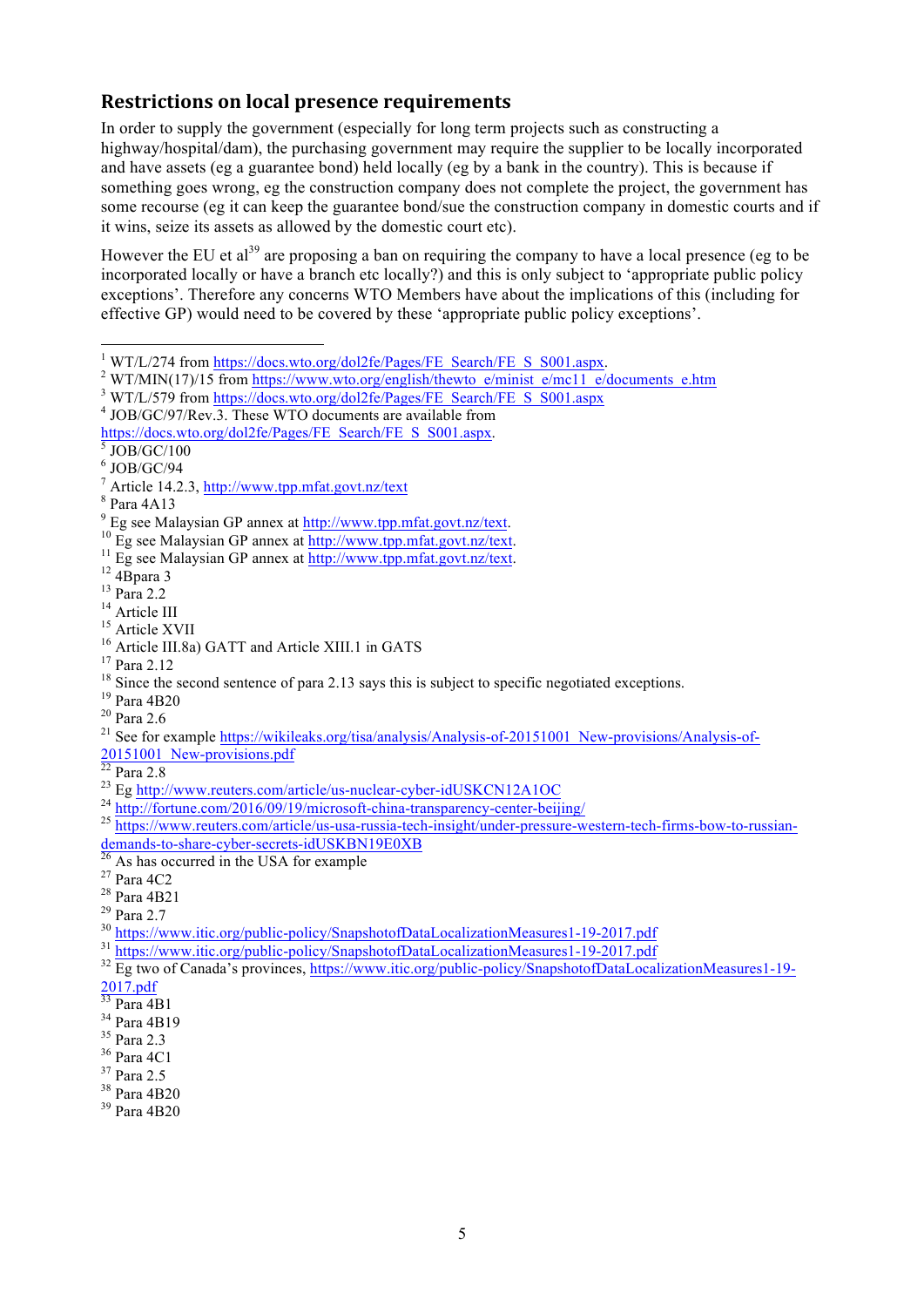## Restrictions on local presence requirements

In order to supply the government (especially for long term projects such as constructing a highway/hospital/dam), the purchasing government may require the supplier to be locally incorporated and have assets (eg a guarantee bond) held locally (eg by a bank in the country). This is because if something goes wrong, eg the construction company does not complete the project, the government has some recourse (eg it can keep the guarantee bond/sue the construction company in domestic courts and if it wins, seize its assets as allowed by the domestic court etc).

However the EU et al[39] are proposing a ban on requiring the company to have a local presence (eg to be incorporated locally or have a branch etc locally?) and this is only subject to 'appropriate public policy exceptions'. Therefore any concerns WTO Members have about the implications of this (including for effective GP) would need to be covered by these 'appropriate public policy exceptions'.

---

[1] WT/L/274 from https://docs.wto.org/dol2fe/Pages/FE_Search/FE_S_S001.aspx.
[2] WT/MIN(17)/15 from https://www.wto.org/english/thewto_e/minist_e/mc11_e/documents_e.htm
[3] WT/L/579 from https://docs.wto.org/dol2fe/Pages/FE_Search/FE_S_S001.aspx
[4] JOB/GC/97/Rev.3. These WTO documents are available from https://docs.wto.org/dol2fe/Pages/FE_Search/FE_S_S001.aspx.
[5] JOB/GC/100
[6] JOB/GC/94
[7] Article 14.2.3, http://www.tpp.mfat.govt.nz/text
[8] Para 4A13
[9] Eg see Malaysian GP annex at http://www.tpp.mfat.govt.nz/text.
[10] Eg see Malaysian GP annex at http://www.tpp.mfat.govt.nz/text.
[11] Eg see Malaysian GP annex at http://www.tpp.mfat.govt.nz/text.
[12] 4Bpara 3
[13] Para 2.2
[14] Article III
[15] Article XVII
[16] Article III.8a) GATT and Article XIII.1 in GATS
[17] Para 2.12
[18] Since the second sentence of para 2.13 says this is subject to specific negotiated exceptions.
[19] Para 4B20
[20] Para 2.6
[21] See for example https://wikileaks.org/tisa/analysis/Analysis-of-20151001_New-provisions/Analysis-of-20151001_New-provisions.pdf
[22] Para 2.8
[23] Eg http://www.reuters.com/article/us-nuclear-cyber-idUSKCN12A1OC
[24] http://fortune.com/2016/09/19/microsoft-china-transparency-center-beijing/
[25] https://www.reuters.com/article/us-usa-russia-tech-insight/under-pressure-western-tech-firms-bow-to-russian-demands-to-share-cyber-secrets-idUSKBN19E0XB
[26] As has occurred in the USA for example
[27] Para 4C2
[28] Para 4B21
[29] Para 2.7
[30] https://www.itic.org/public-policy/SnapshotofDataLocalizationMeasures1-19-2017.pdf
[31] https://www.itic.org/public-policy/SnapshotofDataLocalizationMeasures1-19-2017.pdf
[32] Eg two of Canada's provinces, https://www.itic.org/public-policy/SnapshotofDataLocalizationMeasures1-19-2017.pdf
[33] Para 4B1
[34] Para 4B19
[35] Para 2.3
[36] Para 4C1
[37] Para 2.5
[38] Para 4B20
[39] Para 4B20